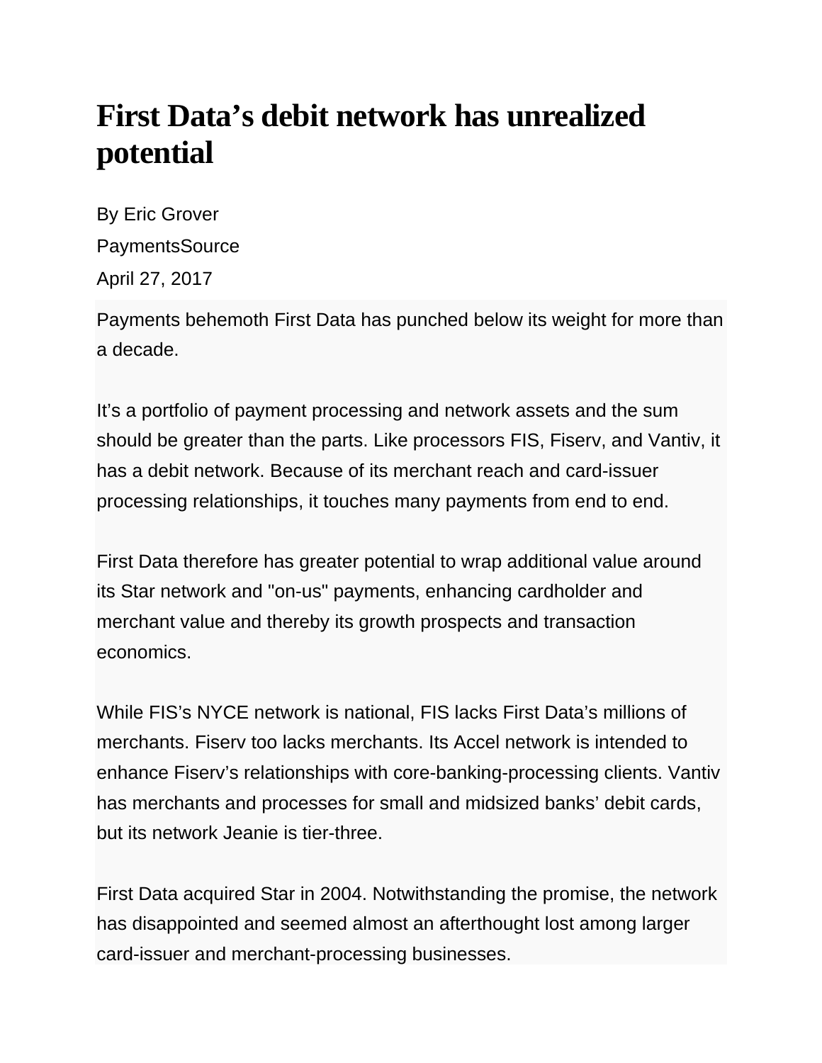# First Data's debit network has unrealized potential

By Eric Grover

PaymentsSource

April 27, 2017

Payments behemoth First Data has punched below its weight for more than a decade.

It's a portfolio of payment processing and network assets and the sum should be greater than the parts. Like processors FIS, Fiserv, and Vantiv, it has a debit network. Because of its merchant reach and card-issuer processing relationships, it touches many payments from end to end.

First Data therefore has greater potential to wrap additional value around its Star network and "on-us" payments, enhancing cardholder and merchant value and thereby its growth prospects and transaction economics.

While FIS's NYCE network is national, FIS lacks First Data's millions of merchants. Fiserv too lacks merchants. Its Accel network is intended to enhance Fiserv's relationships with core-banking-processing clients. Vantiv has merchants and processes for small and midsized banks' debit cards, but its network Jeanie is tier-three.

First Data acquired Star in 2004. Notwithstanding the promise, the network has disappointed and seemed almost an afterthought lost among larger card-issuer and merchant-processing businesses.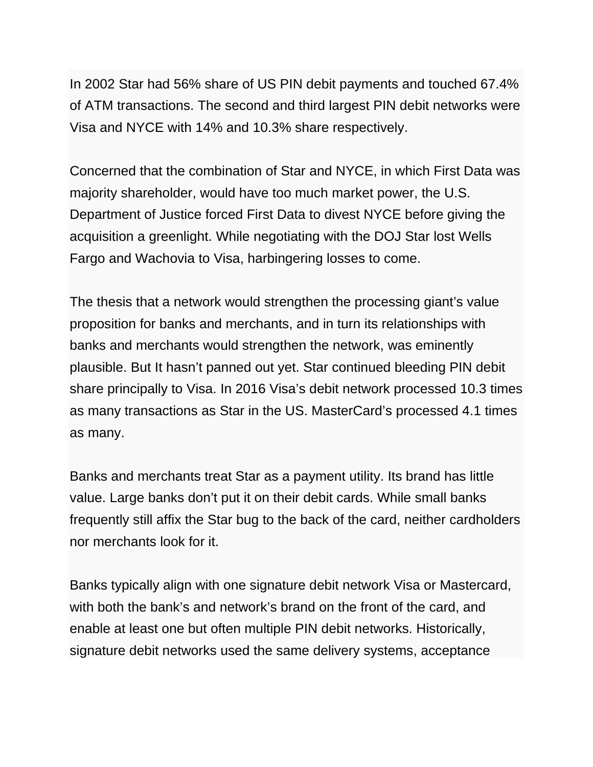In 2002 Star had 56% share of US PIN debit payments and touched 67.4% of ATM transactions. The second and third largest PIN debit networks were Visa and NYCE with 14% and 10.3% share respectively.

Concerned that the combination of Star and NYCE, in which First Data was majority shareholder, would have too much market power, the U.S. Department of Justice forced First Data to divest NYCE before giving the acquisition a greenlight. While negotiating with the DOJ Star lost Wells Fargo and Wachovia to Visa, harbingering losses to come.

The thesis that a network would strengthen the processing giant's value proposition for banks and merchants, and in turn its relationships with banks and merchants would strengthen the network, was eminently plausible. But It hasn't panned out yet. Star continued bleeding PIN debit share principally to Visa. In 2016 Visa's debit network processed 10.3 times as many transactions as Star in the US. MasterCard's processed 4.1 times as many.

Banks and merchants treat Star as a payment utility. Its brand has little value. Large banks don't put it on their debit cards. While small banks frequently still affix the Star bug to the back of the card, neither cardholders nor merchants look for it.

Banks typically align with one signature debit network Visa or Mastercard, with both the bank's and network's brand on the front of the card, and enable at least one but often multiple PIN debit networks. Historically, signature debit networks used the same delivery systems, acceptance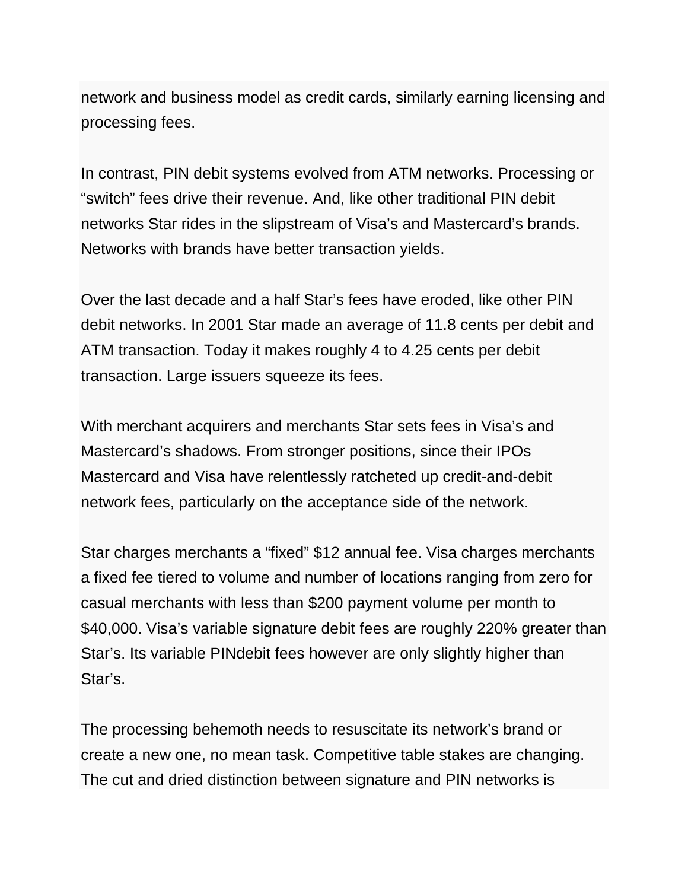network and business model as credit cards, similarly earning licensing and processing fees.

In contrast, PIN debit systems evolved from ATM networks. Processing or “switch” fees drive their revenue. And, like other traditional PIN debit networks Star rides in the slipstream of Visa’s and Mastercard’s brands. Networks with brands have better transaction yields.

Over the last decade and a half Star’s fees have eroded, like other PIN debit networks. In 2001 Star made an average of 11.8 cents per debit and ATM transaction. Today it makes roughly 4 to 4.25 cents per debit transaction. Large issuers squeeze its fees.

With merchant acquirers and merchants Star sets fees in Visa’s and Mastercard’s shadows. From stronger positions, since their IPOs Mastercard and Visa have relentlessly ratcheted up credit-and-debit network fees, particularly on the acceptance side of the network.

Star charges merchants a “fixed” $12 annual fee. Visa charges merchants a fixed fee tiered to volume and number of locations ranging from zero for casual merchants with less than $200 payment volume per month to $40,000. Visa’s variable signature debit fees are roughly 220% greater than Star’s. Its variable PINdebit fees however are only slightly higher than Star’s.

The processing behemoth needs to resuscitate its network’s brand or create a new one, no mean task. Competitive table stakes are changing. The cut and dried distinction between signature and PIN networks is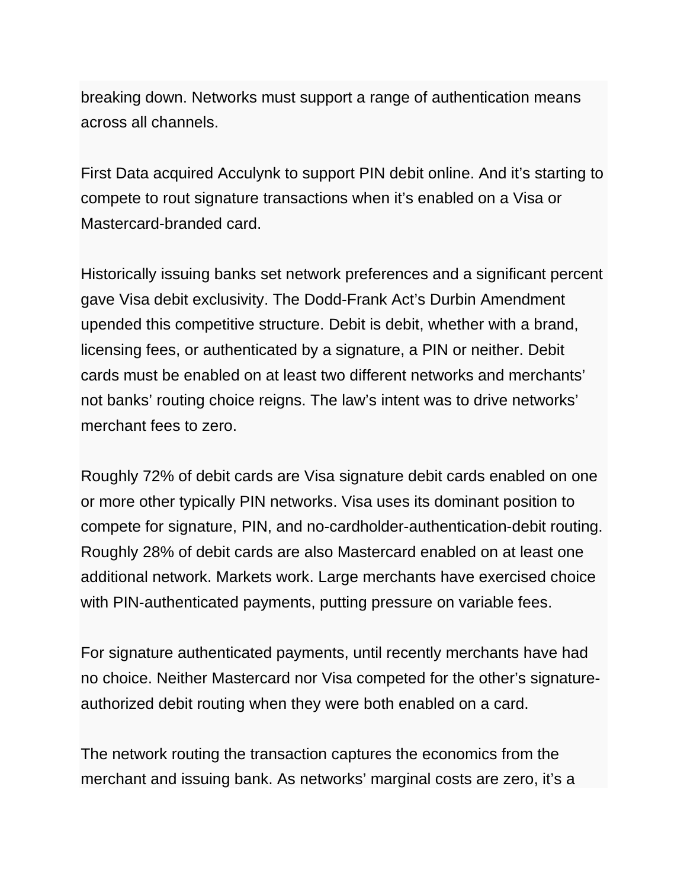breaking down. Networks must support a range of authentication means across all channels.

First Data acquired Acculynk to support PIN debit online. And it's starting to compete to rout signature transactions when it's enabled on a Visa or Mastercard-branded card.

Historically issuing banks set network preferences and a significant percent gave Visa debit exclusivity. The Dodd-Frank Act's Durbin Amendment upended this competitive structure. Debit is debit, whether with a brand, licensing fees, or authenticated by a signature, a PIN or neither. Debit cards must be enabled on at least two different networks and merchants' not banks' routing choice reigns. The law's intent was to drive networks' merchant fees to zero.

Roughly 72% of debit cards are Visa signature debit cards enabled on one or more other typically PIN networks. Visa uses its dominant position to compete for signature, PIN, and no-cardholder-authentication-debit routing. Roughly 28% of debit cards are also Mastercard enabled on at least one additional network. Markets work. Large merchants have exercised choice with PIN-authenticated payments, putting pressure on variable fees.

For signature authenticated payments, until recently merchants have had no choice. Neither Mastercard nor Visa competed for the other's signature-authorized debit routing when they were both enabled on a card.

The network routing the transaction captures the economics from the merchant and issuing bank. As networks' marginal costs are zero, it's a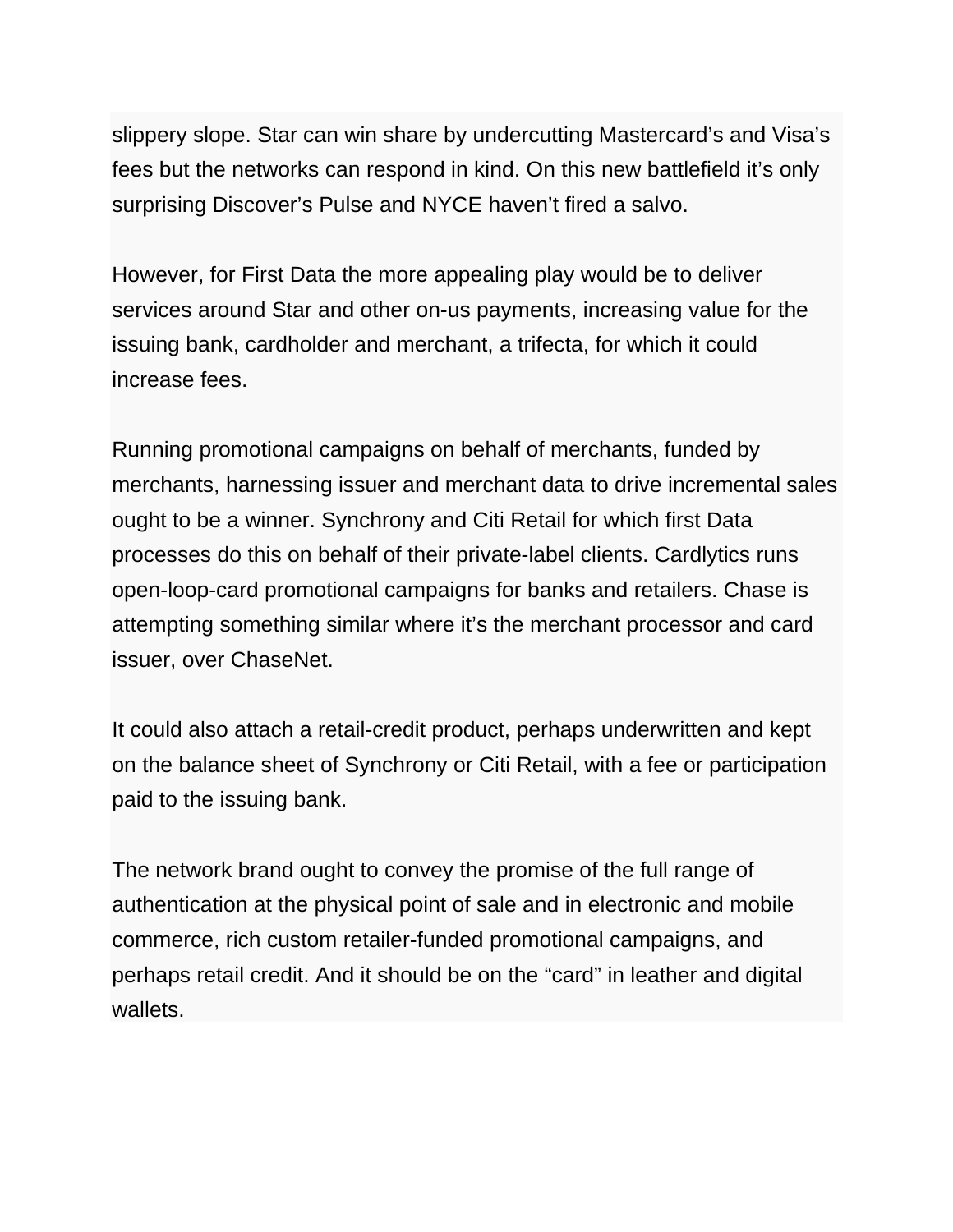slippery slope. Star can win share by undercutting Mastercard's and Visa's fees but the networks can respond in kind. On this new battlefield it's only surprising Discover's Pulse and NYCE haven't fired a salvo.

However, for First Data the more appealing play would be to deliver services around Star and other on-us payments, increasing value for the issuing bank, cardholder and merchant, a trifecta, for which it could increase fees.

Running promotional campaigns on behalf of merchants, funded by merchants, harnessing issuer and merchant data to drive incremental sales ought to be a winner. Synchrony and Citi Retail for which first Data processes do this on behalf of their private-label clients. Cardlytics runs open-loop-card promotional campaigns for banks and retailers. Chase is attempting something similar where it's the merchant processor and card issuer, over ChaseNet.

It could also attach a retail-credit product, perhaps underwritten and kept on the balance sheet of Synchrony or Citi Retail, with a fee or participation paid to the issuing bank.

The network brand ought to convey the promise of the full range of authentication at the physical point of sale and in electronic and mobile commerce, rich custom retailer-funded promotional campaigns, and perhaps retail credit. And it should be on the "card" in leather and digital wallets.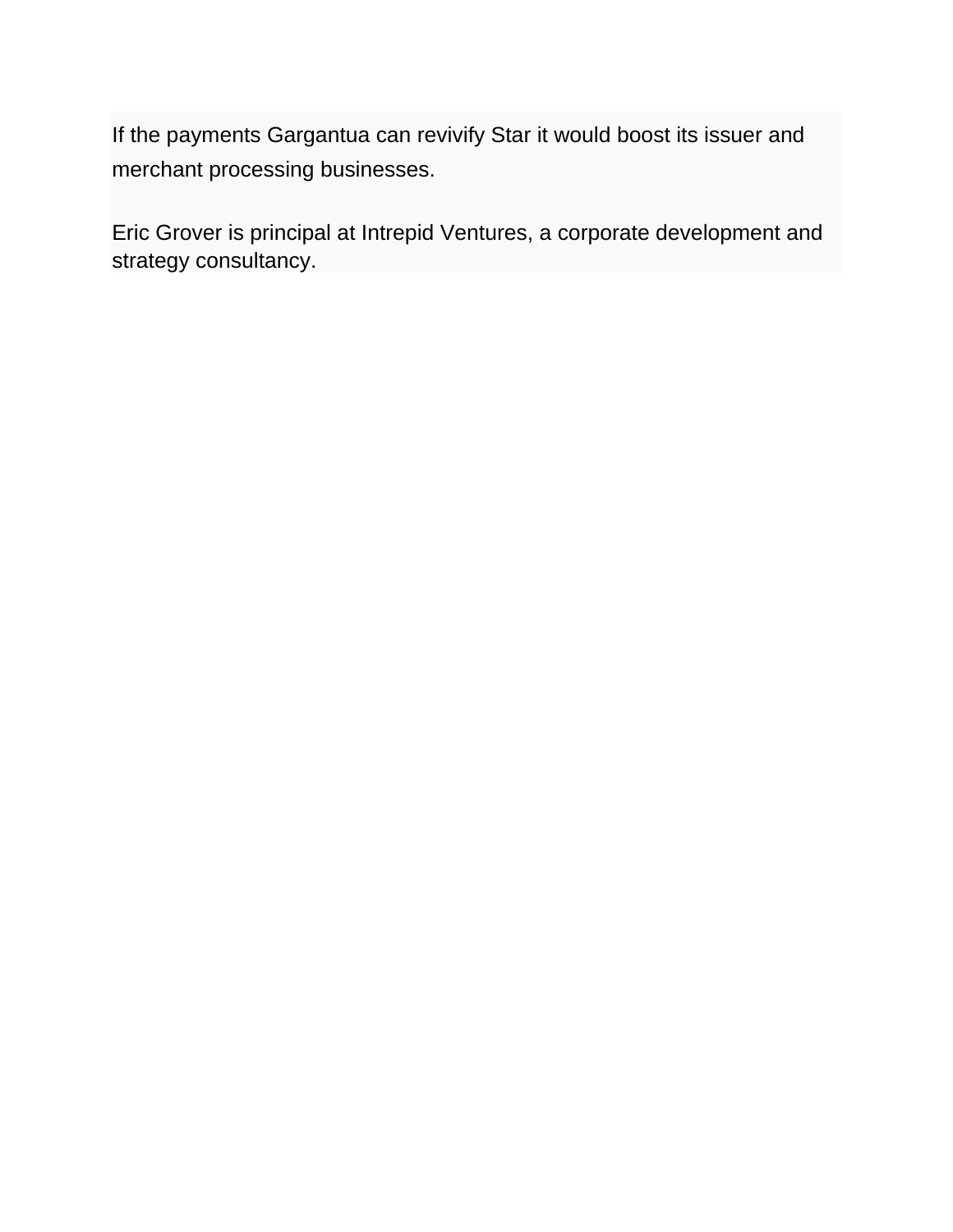If the payments Gargantua can revivify Star it would boost its issuer and merchant processing businesses.

Eric Grover is principal at Intrepid Ventures, a corporate development and strategy consultancy.